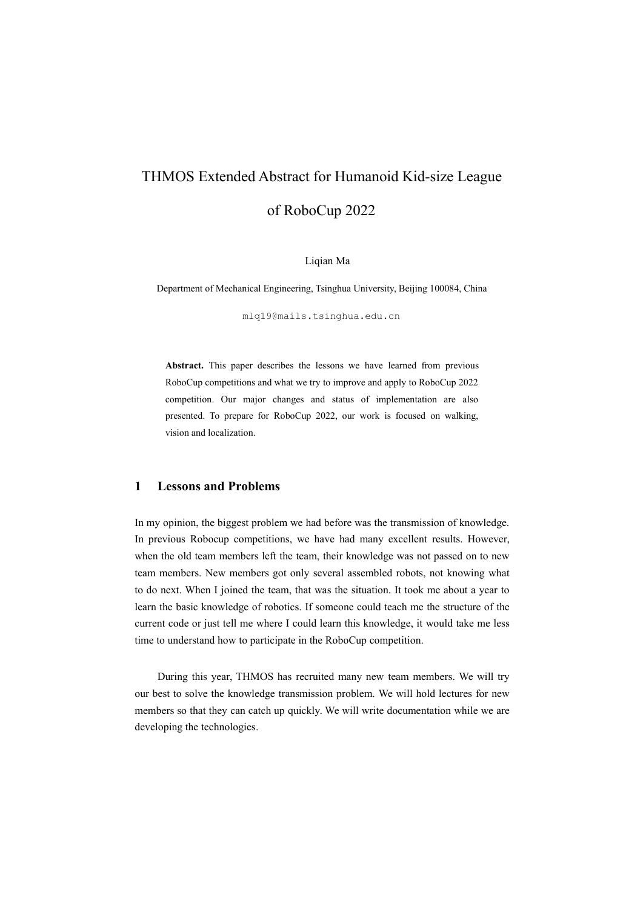# THMOS Extended Abstract for Humanoid Kid-size League of RoboCup 2022

Liqian Ma

Department of Mechanical Engineering, Tsinghua University, Beijing 100084, China

mlq19@mails.tsinghua.edu.cn

**Abstract.** This paper describes the lessons we have learned from previous RoboCup competitions and what we try to improve and apply to RoboCup 2022 competition. Our major changes and status of implementation are also presented. To prepare for RoboCup 2022, our work is focused on walking, vision and localization.

## 1 Lessons and Problems

In my opinion, the biggest problem we had before was the transmission of knowledge. In previous Robocup competitions, we have had many excellent results. However, when the old team members left the team, their knowledge was not passed on to new team members. New members got only several assembled robots, not knowing what to do next. When I joined the team, that was the situation. It took me about a year to learn the basic knowledge of robotics. If someone could teach me the structure of the current code or just tell me where I could learn this knowledge, it would take me less time to understand how to participate in the RoboCup competition.

During this year, THMOS has recruited many new team members. We will try our best to solve the knowledge transmission problem. We will hold lectures for new members so that they can catch up quickly. We will write documentation while we are developing the technologies.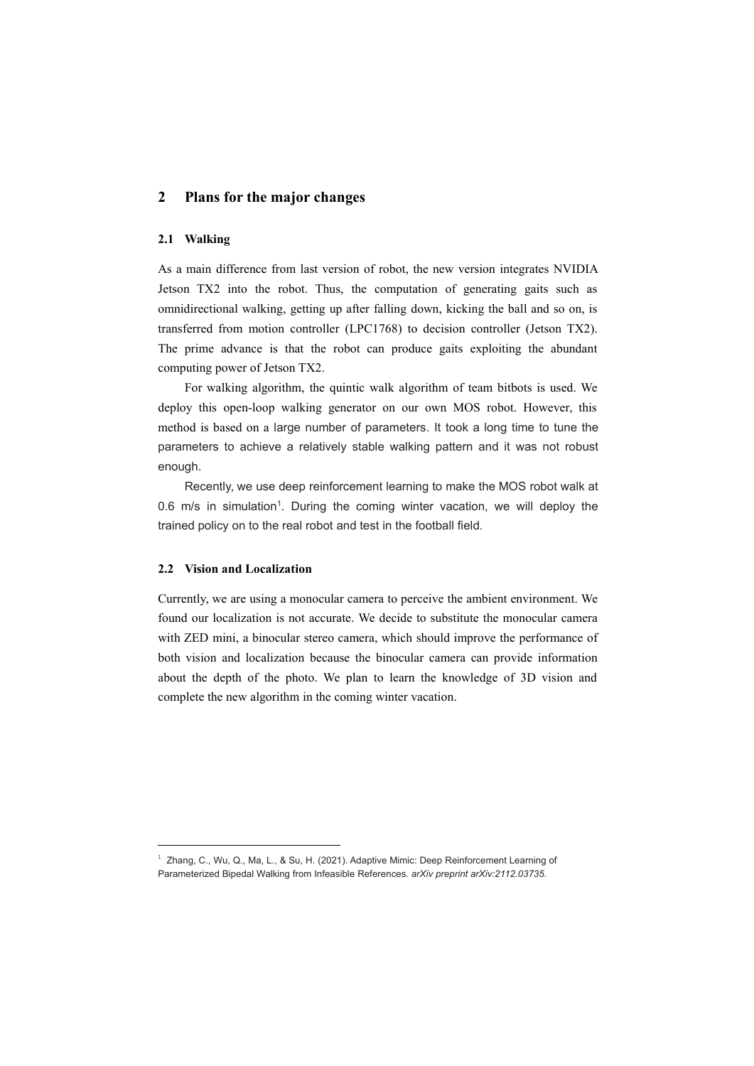## 2 Plans for the major changes

### 2.1 Walking

As a main difference from last version of robot, the new version integrates NVIDIA Jetson TX2 into the robot. Thus, the computation of generating gaits such as omnidirectional walking, getting up after falling down, kicking the ball and so on, is transferred from motion controller (LPC1768) to decision controller (Jetson TX2). The prime advance is that the robot can produce gaits exploiting the abundant computing power of Jetson TX2.

For walking algorithm, the quintic walk algorithm of team bitbots is used. We deploy this open-loop walking generator on our own MOS robot. However, this method is based on a large number of parameters. It took a long time to tune the parameters to achieve a relatively stable walking pattern and it was not robust enough.

Recently, we use deep reinforcement learning to make the MOS robot walk at 0.6 m/s in simulation[1]. During the coming winter vacation, we will deploy the trained policy on to the real robot and test in the football field.

### 2.2 Vision and Localization

Currently, we are using a monocular camera to perceive the ambient environment. We found our localization is not accurate. We decide to substitute the monocular camera with ZED mini, a binocular stereo camera, which should improve the performance of both vision and localization because the binocular camera can provide information about the depth of the photo. We plan to learn the knowledge of 3D vision and complete the new algorithm in the coming winter vacation.

---

[1] Zhang, C., Wu, Q., Ma, L., & Su, H. (2021). Adaptive Mimic: Deep Reinforcement Learning of Parameterized Bipedal Walking from Infeasible References. *arXiv preprint arXiv:2112.03735*.